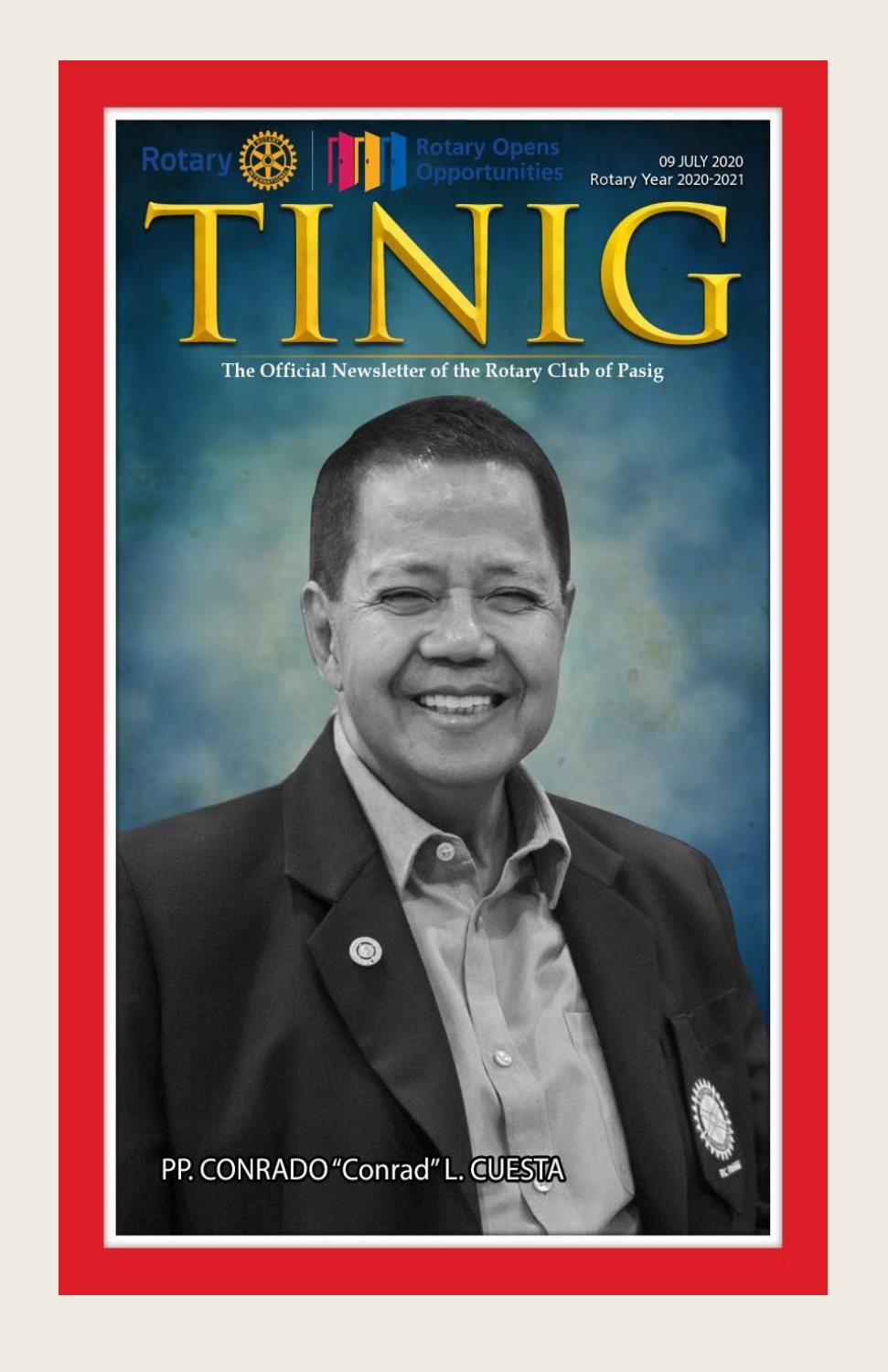Rotary | Rotary Opens Opportunities

09 JULY 2020
Rotary Year 2020-2021

# TINIG

The Official Newsletter of the Rotary Club of Pasig

PP. CONRADO "Conrad" L. CUESTA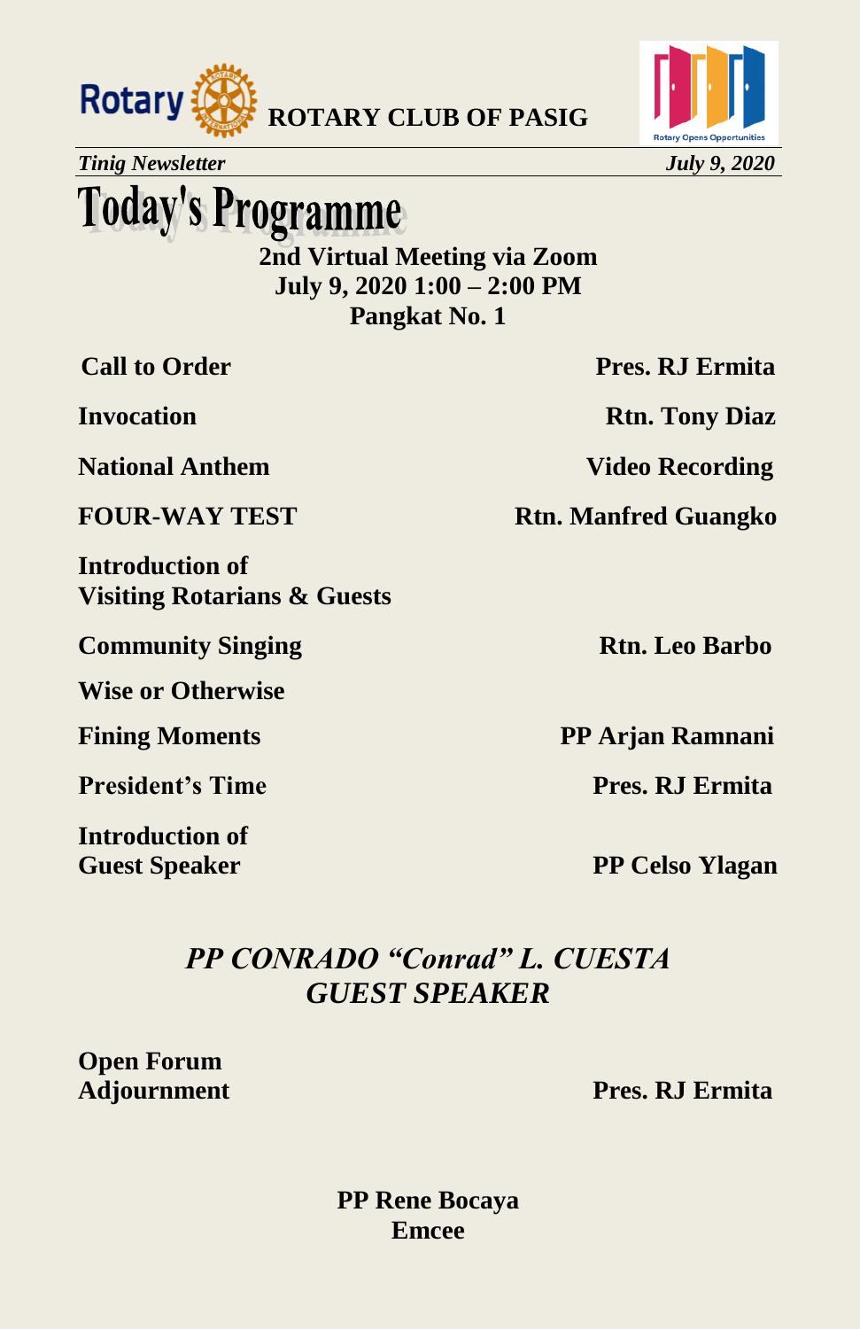# Today's Programme

**2nd Virtual Meeting via Zoom**
**July 9, 2020 1:00 – 2:00 PM**
**Pangkat No. 1**

| | |
|---|---|
| **Call to Order** | **Pres. RJ Ermita** |
| **Invocation** | **Rtn. Tony Diaz** |
| **National Anthem** | **Video Recording** |
| **FOUR-WAY TEST** | **Rtn. Manfred Guangko** |
| **Introduction of Visiting Rotarians & Guests** | |
| **Community Singing** | **Rtn. Leo Barbo** |
| **Wise or Otherwise** | |
| **Fining Moments** | **PP Arjan Ramnani** |
| **President's Time** | **Pres. RJ Ermita** |
| **Introduction of Guest Speaker** | **PP Celso Ylagan** |

***PP CONRADO "Conrad" L. CUESTA***
***GUEST SPEAKER***

| | |
|---|---|
| **Open Forum** | |
| **Adjournment** | **Pres. RJ Ermita** |

**PP Rene Bocaya**
**Emcee**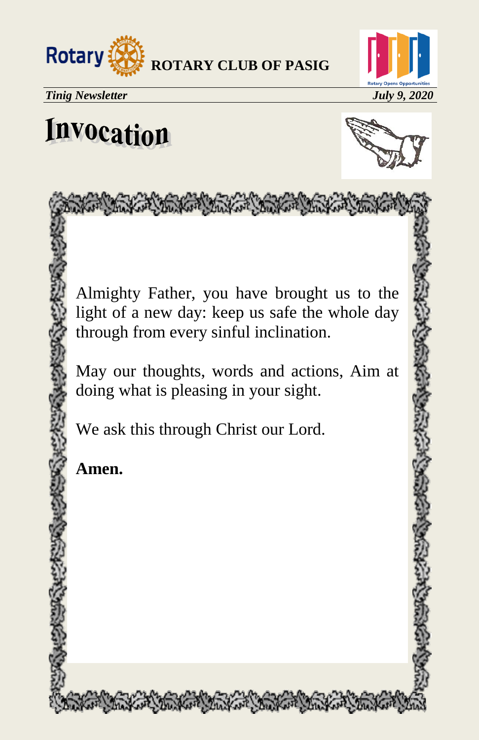# Invocation

Almighty Father, you have brought us to the light of a new day: keep us safe the whole day through from every sinful inclination.

May our thoughts, words and actions, Aim at doing what is pleasing in your sight.

We ask this through Christ our Lord.

**Amen.**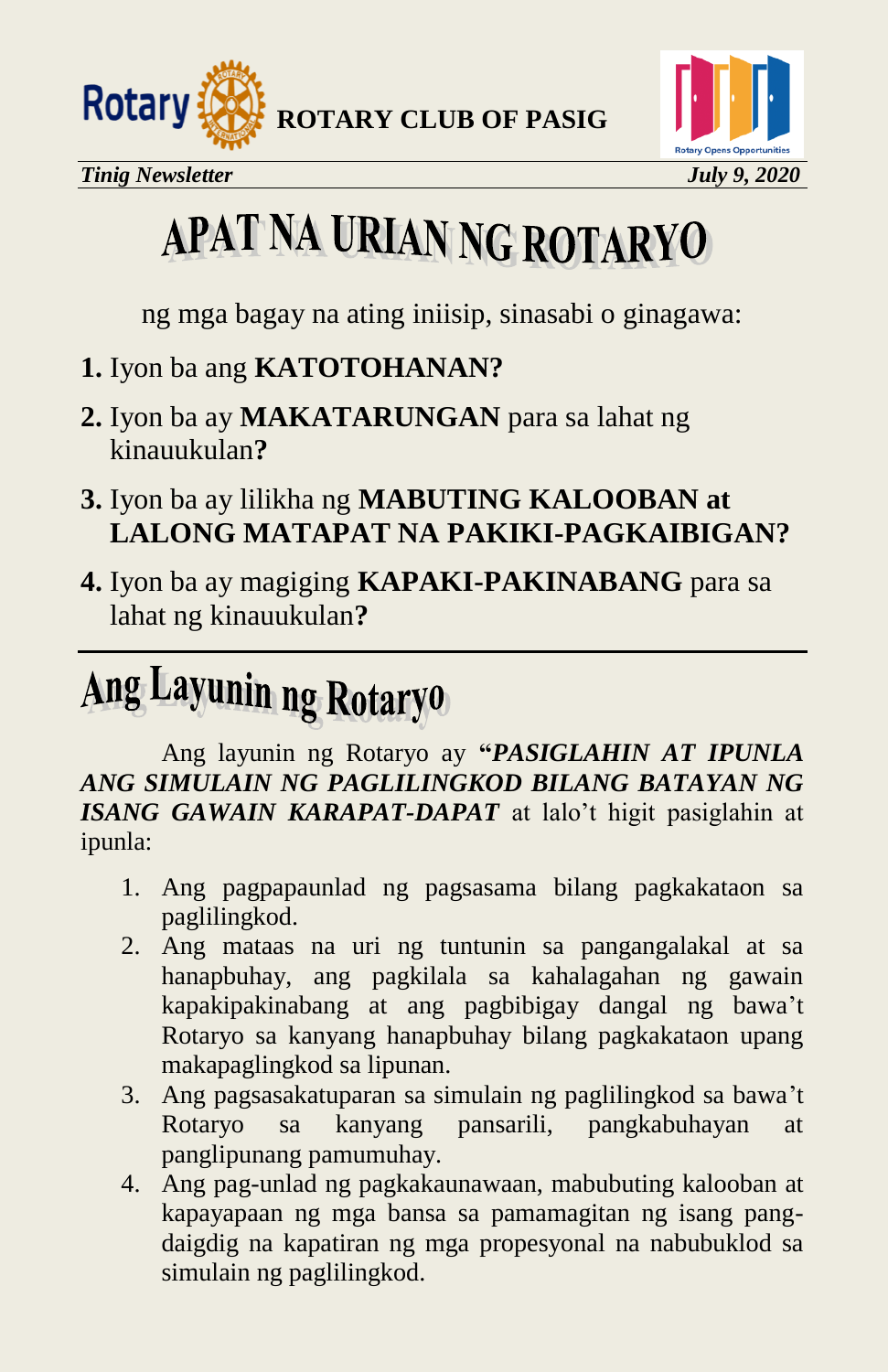**ROTARY CLUB OF PASIG**

*Tinig Newsletter* *July 9, 2020*

# APAT NA URIAN NG ROTARYO

ng mga bagay na ating iniisip, sinasabi o ginagawa:

**1.** Iyon ba ang **KATOTOHANAN?**

**2.** Iyon ba ay **MAKATARUNGAN** para sa lahat ng kinauukulan**?**

**3.** Iyon ba ay lilikha ng **MABUTING KALOOBAN at LALONG MATAPAT NA PAKIKI-PAGKAIBIGAN?**

**4.** Iyon ba ay magiging **KAPAKI-PAKINABANG** para sa lahat ng kinauukulan**?**

# Ang Layunin ng Rotaryo

Ang layunin ng Rotaryo ay **"*PASIGLAHIN AT IPUNLA ANG SIMULAIN NG PAGLILINGKOD BILANG BATAYAN NG ISANG GAWAIN KARAPAT-DAPAT*** at lalo't higit pasiglahin at ipunla:

1. Ang pagpapaunlad ng pagsasama bilang pagkakataon sa paglilingkod.
2. Ang mataas na uri ng tuntunin sa pangangalakal at sa hanapbuhay, ang pagkilala sa kahalagahan ng gawain kapakipakinabang at ang pagbibigay dangal ng bawa't Rotaryo sa kanyang hanapbuhay bilang pagkakataon upang makapaglingkod sa lipunan.
3. Ang pagsasakatuparan sa simulain ng paglilingkod sa bawa't Rotaryo sa kanyang pansarili, pangkabuhayan at panglipunang pamumuhay.
4. Ang pag-unlad ng pagkakaunawaan, mabubuting kalooban at kapayapaan ng mga bansa sa pamamagitan ng isang pang-daigdig na kapatiran ng mga propesyonal na nabubuklod sa simulain ng paglilingkod.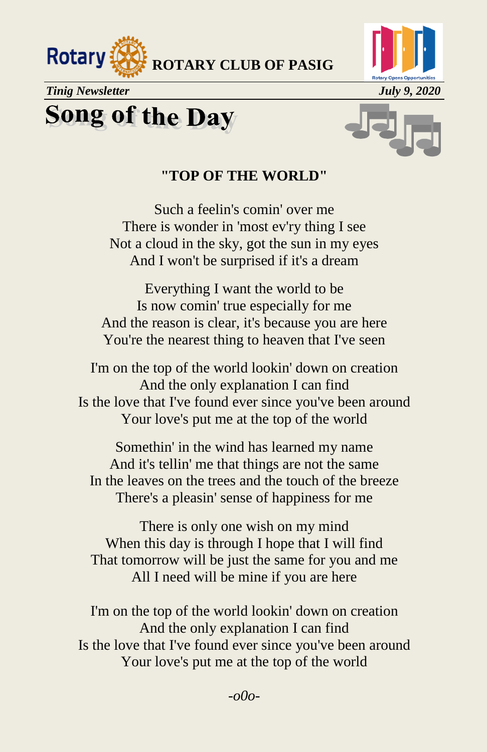# Song of the Day

**"TOP OF THE WORLD"**

Such a feelin' comin' over me
There is wonder in 'most ev'ry thing I see
Not a cloud in the sky, got the sun in my eyes
And I won't be surprised if it's a dream

Everything I want the world to be
Is now comin' true especially for me
And the reason is clear, it's because you are here
You're the nearest thing to heaven that I've seen

I'm on the top of the world lookin' down on creation
And the only explanation I can find
Is the love that I've found ever since you've been around
Your love's put me at the top of the world

Somethin' in the wind has learned my name
And it's tellin' me that things are not the same
In the leaves on the trees and the touch of the breeze
There's a pleasin' sense of happiness for me

There is only one wish on my mind
When this day is through I hope that I will find
That tomorrow will be just the same for you and me
All I need will be mine if you are here

I'm on the top of the world lookin' down on creation
And the only explanation I can find
Is the love that I've found ever since you've been around
Your love's put me at the top of the world

*-o0o-*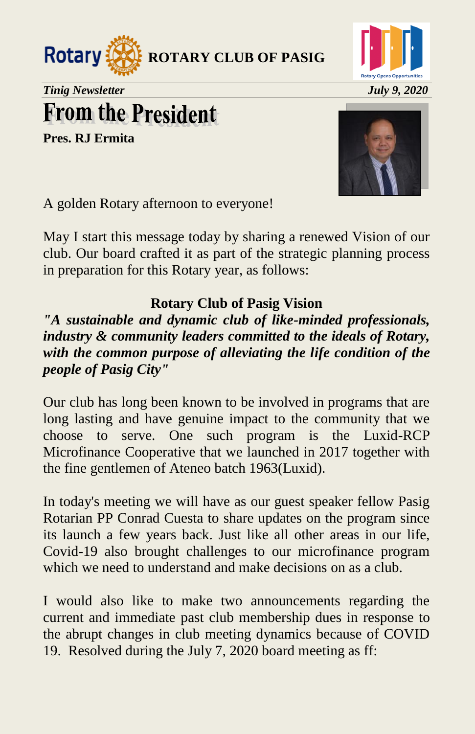**ROTARY CLUB OF PASIG**

*Tinig Newsletter* *July 9, 2020*

# From the President

**Pres. RJ Ermita**

A golden Rotary afternoon to everyone!

May I start this message today by sharing a renewed Vision of our club. Our board crafted it as part of the strategic planning process in preparation for this Rotary year, as follows:

**Rotary Club of Pasig Vision**

***"A sustainable and dynamic club of like-minded professionals, industry & community leaders committed to the ideals of Rotary, with the common purpose of alleviating the life condition of the people of Pasig City"***

Our club has long been known to be involved in programs that are long lasting and have genuine impact to the community that we choose to serve. One such program is the Luxid-RCP Microfinance Cooperative that we launched in 2017 together with the fine gentlemen of Ateneo batch 1963(Luxid).

In today's meeting we will have as our guest speaker fellow Pasig Rotarian PP Conrad Cuesta to share updates on the program since its launch a few years back. Just like all other areas in our life, Covid-19 also brought challenges to our microfinance program which we need to understand and make decisions on as a club.

I would also like to make two announcements regarding the current and immediate past club membership dues in response to the abrupt changes in club meeting dynamics because of COVID 19. Resolved during the July 7, 2020 board meeting as ff: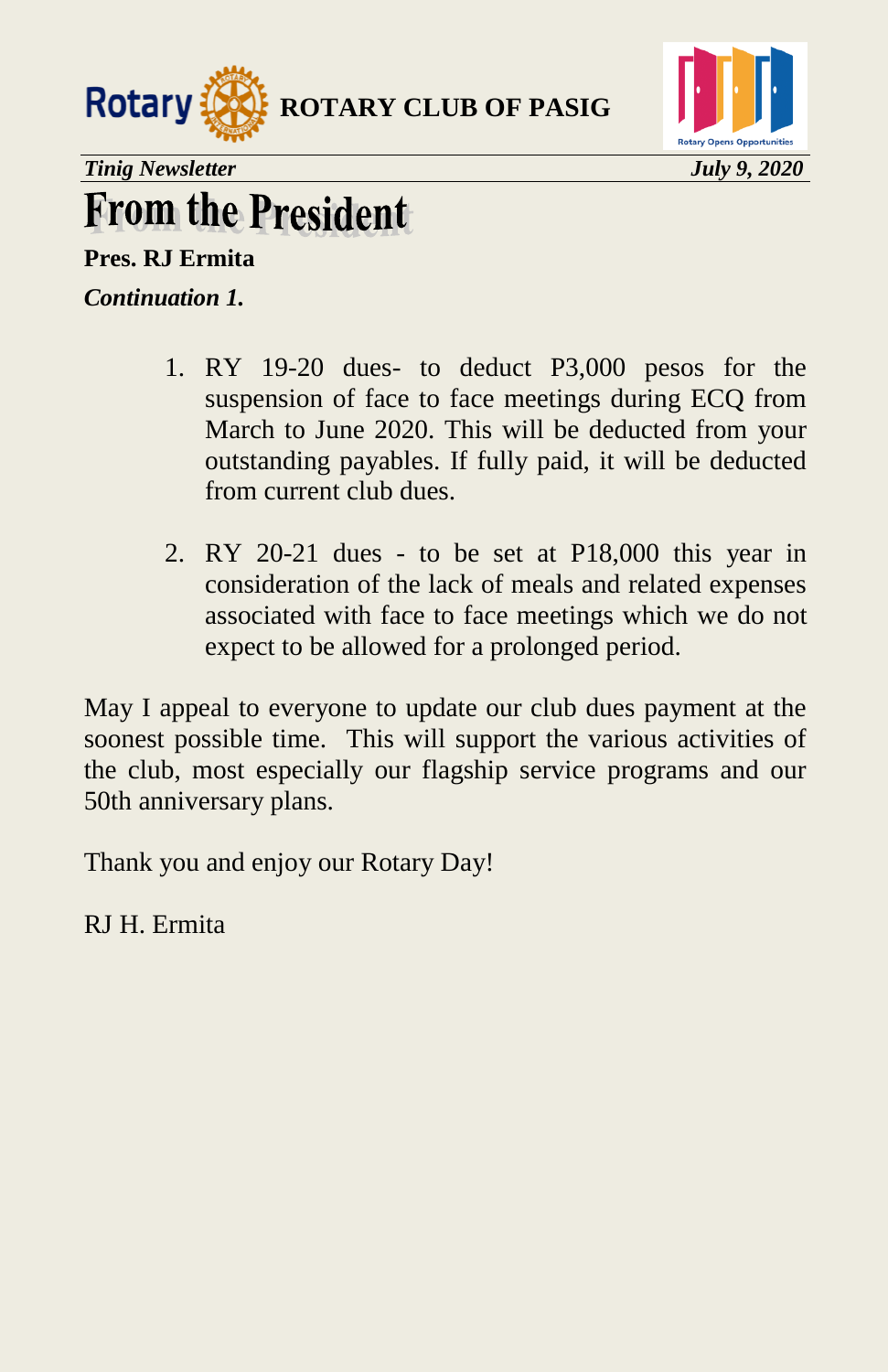# From the President

**Pres. RJ Ermita**

***Continuation 1.***

1. RY 19-20 dues- to deduct P3,000 pesos for the suspension of face to face meetings during ECQ from March to June 2020. This will be deducted from your outstanding payables. If fully paid, it will be deducted from current club dues.

2. RY 20-21 dues - to be set at P18,000 this year in consideration of the lack of meals and related expenses associated with face to face meetings which we do not expect to be allowed for a prolonged period.

May I appeal to everyone to update our club dues payment at the soonest possible time. This will support the various activities of the club, most especially our flagship service programs and our 50th anniversary plans.

Thank you and enjoy our Rotary Day!

RJ H. Ermita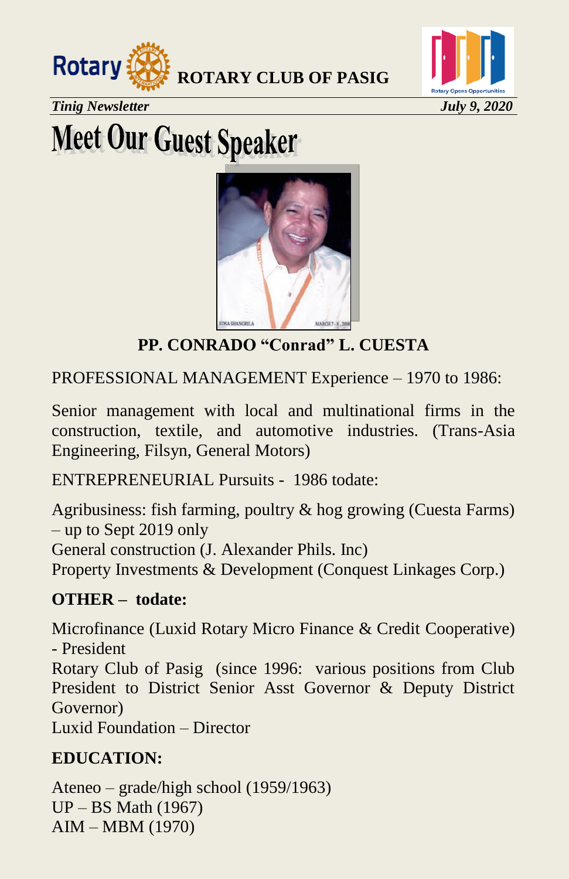# Meet Our Guest Speaker

**PP. CONRADO "Conrad" L. CUESTA**

PROFESSIONAL MANAGEMENT Experience – 1970 to 1986:

Senior management with local and multinational firms in the construction, textile, and automotive industries. (Trans-Asia Engineering, Filsyn, General Motors)

ENTREPRENEURIAL Pursuits - 1986 todate:

Agribusiness: fish farming, poultry & hog growing (Cuesta Farms) – up to Sept 2019 only
General construction (J. Alexander Phils. Inc)
Property Investments & Development (Conquest Linkages Corp.)

**OTHER – todate:**

Microfinance (Luxid Rotary Micro Finance & Credit Cooperative) - President
Rotary Club of Pasig (since 1996: various positions from Club President to District Senior Asst Governor & Deputy District Governor)
Luxid Foundation – Director

**EDUCATION:**

Ateneo – grade/high school (1959/1963)
UP – BS Math (1967)
AIM – MBM (1970)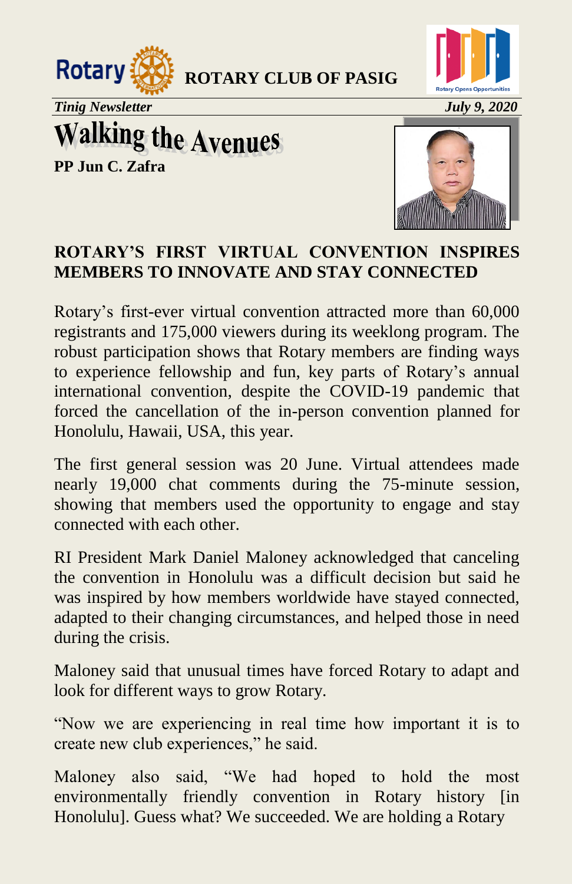ROTARY CLUB OF PASIG

*Tinig Newsletter* *July 9, 2020*

# Walking the Avenues

**PP Jun C. Zafra**

## ROTARY'S FIRST VIRTUAL CONVENTION INSPIRES MEMBERS TO INNOVATE AND STAY CONNECTED

Rotary's first-ever virtual convention attracted more than 60,000 registrants and 175,000 viewers during its weeklong program. The robust participation shows that Rotary members are finding ways to experience fellowship and fun, key parts of Rotary's annual international convention, despite the COVID-19 pandemic that forced the cancellation of the in-person convention planned for Honolulu, Hawaii, USA, this year.

The first general session was 20 June. Virtual attendees made nearly 19,000 chat comments during the 75-minute session, showing that members used the opportunity to engage and stay connected with each other.

RI President Mark Daniel Maloney acknowledged that canceling the convention in Honolulu was a difficult decision but said he was inspired by how members worldwide have stayed connected, adapted to their changing circumstances, and helped those in need during the crisis.

Maloney said that unusual times have forced Rotary to adapt and look for different ways to grow Rotary.

"Now we are experiencing in real time how important it is to create new club experiences," he said.

Maloney also said, "We had hoped to hold the most environmentally friendly convention in Rotary history [in Honolulu]. Guess what? We succeeded. We are holding a Rotary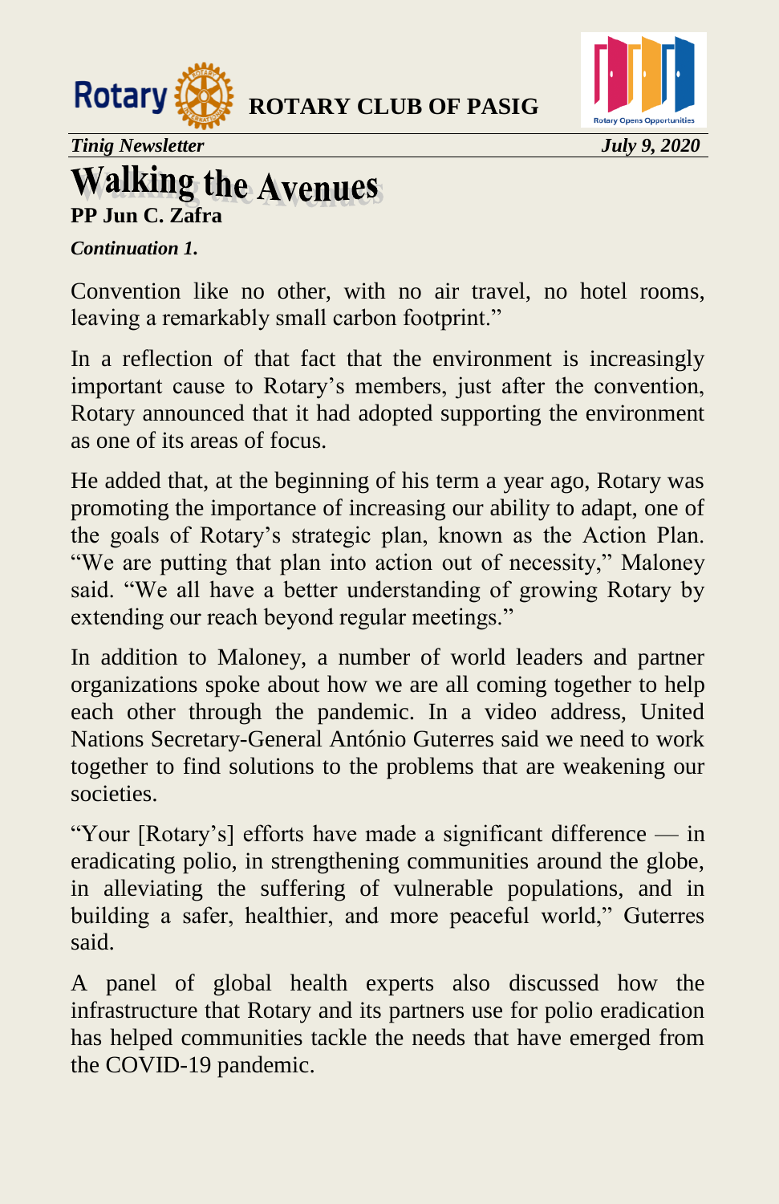# Walking the Avenues

**PP Jun C. Zafra**

***Continuation 1.***

Convention like no other, with no air travel, no hotel rooms, leaving a remarkably small carbon footprint."

In a reflection of that fact that the environment is increasingly important cause to Rotary's members, just after the convention, Rotary announced that it had adopted supporting the environment as one of its areas of focus.

He added that, at the beginning of his term a year ago, Rotary was promoting the importance of increasing our ability to adapt, one of the goals of Rotary's strategic plan, known as the Action Plan. "We are putting that plan into action out of necessity," Maloney said. "We all have a better understanding of growing Rotary by extending our reach beyond regular meetings."

In addition to Maloney, a number of world leaders and partner organizations spoke about how we are all coming together to help each other through the pandemic. In a video address, United Nations Secretary-General António Guterres said we need to work together to find solutions to the problems that are weakening our societies.

"Your [Rotary's] efforts have made a significant difference — in eradicating polio, in strengthening communities around the globe, in alleviating the suffering of vulnerable populations, and in building a safer, healthier, and more peaceful world," Guterres said.

A panel of global health experts also discussed how the infrastructure that Rotary and its partners use for polio eradication has helped communities tackle the needs that have emerged from the COVID-19 pandemic.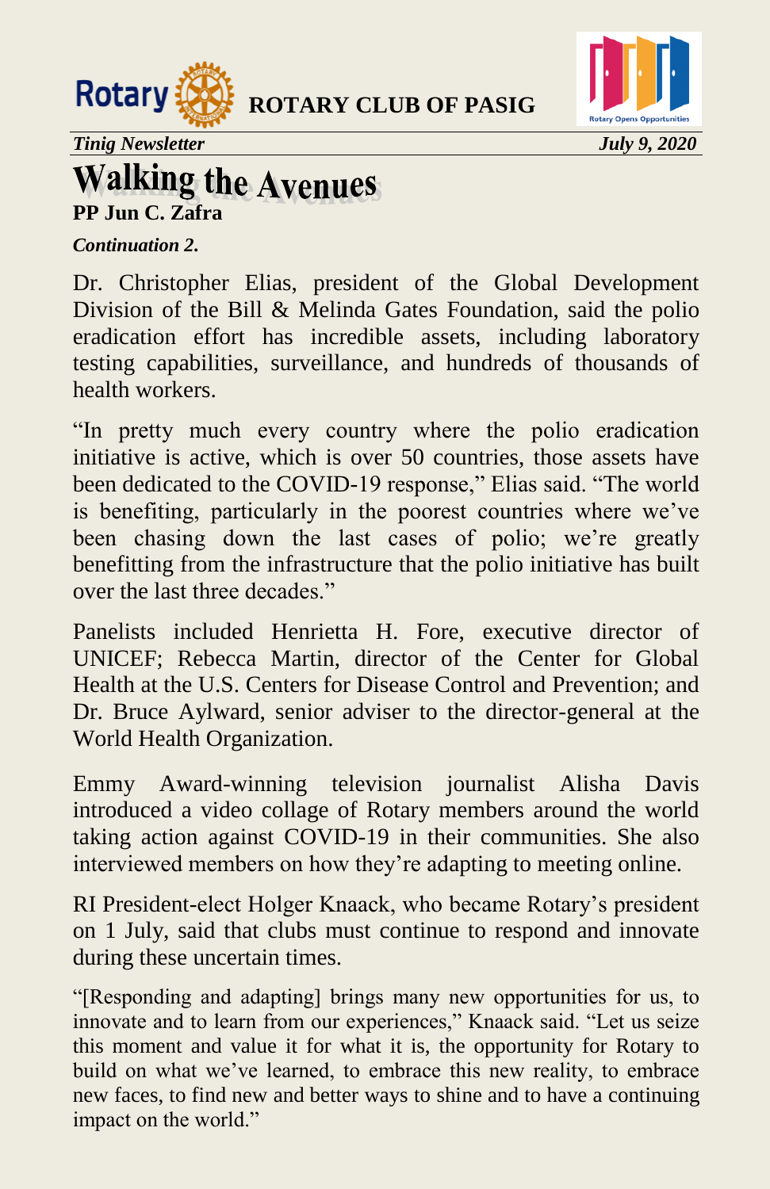# Walking the Avenues

**PP Jun C. Zafra**

***Continuation 2.***

Dr. Christopher Elias, president of the Global Development Division of the Bill & Melinda Gates Foundation, said the polio eradication effort has incredible assets, including laboratory testing capabilities, surveillance, and hundreds of thousands of health workers.

"In pretty much every country where the polio eradication initiative is active, which is over 50 countries, those assets have been dedicated to the COVID-19 response," Elias said. "The world is benefiting, particularly in the poorest countries where we've been chasing down the last cases of polio; we're greatly benefitting from the infrastructure that the polio initiative has built over the last three decades."

Panelists included Henrietta H. Fore, executive director of UNICEF; Rebecca Martin, director of the Center for Global Health at the U.S. Centers for Disease Control and Prevention; and Dr. Bruce Aylward, senior adviser to the director-general at the World Health Organization.

Emmy Award-winning television journalist Alisha Davis introduced a video collage of Rotary members around the world taking action against COVID-19 in their communities. She also interviewed members on how they're adapting to meeting online.

RI President-elect Holger Knaack, who became Rotary's president on 1 July, said that clubs must continue to respond and innovate during these uncertain times.

"[Responding and adapting] brings many new opportunities for us, to innovate and to learn from our experiences," Knaack said. "Let us seize this moment and value it for what it is, the opportunity for Rotary to build on what we've learned, to embrace this new reality, to embrace new faces, to find new and better ways to shine and to have a continuing impact on the world."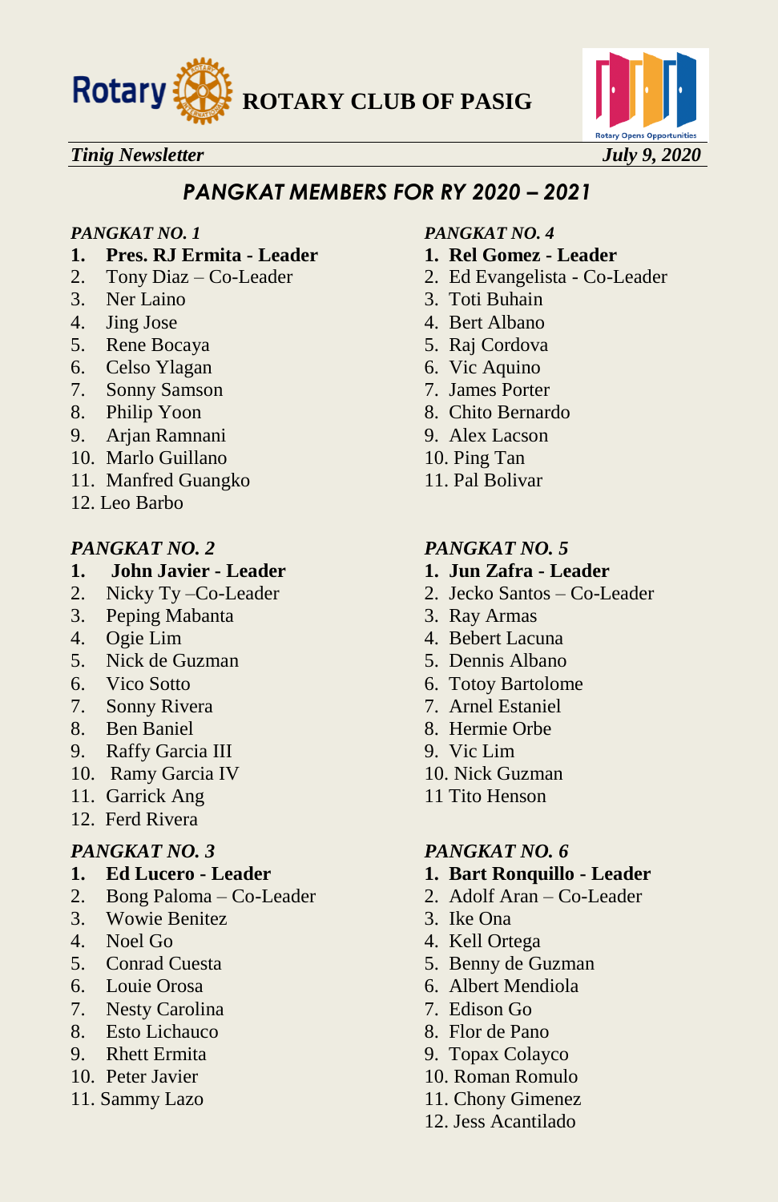ROTARY CLUB OF PASIG

*Tinig Newsletter* *July 9, 2020*

## *PANGKAT MEMBERS FOR RY 2020 – 2021*

*PANGKAT NO. 1*

1. **Pres. RJ Ermita - Leader**
2. Tony Diaz – Co-Leader
3. Ner Laino
4. Jing Jose
5. Rene Bocaya
6. Celso Ylagan
7. Sonny Samson
8. Philip Yoon
9. Arjan Ramnani
10. Marlo Guillano
11. Manfred Guangko
12. Leo Barbo

*PANGKAT NO. 2*

1. **John Javier - Leader**
2. Nicky Ty –Co-Leader
3. Peping Mabanta
4. Ogie Lim
5. Nick de Guzman
6. Vico Sotto
7. Sonny Rivera
8. Ben Baniel
9. Raffy Garcia III
10. Ramy Garcia IV
11. Garrick Ang
12. Ferd Rivera

*PANGKAT NO. 3*

1. **Ed Lucero - Leader**
2. Bong Paloma – Co-Leader
3. Wowie Benitez
4. Noel Go
5. Conrad Cuesta
6. Louie Orosa
7. Nesty Carolina
8. Esto Lichauco
9. Rhett Ermita
10. Peter Javier
11. Sammy Lazo

*PANGKAT NO. 4*

1. **Rel Gomez - Leader**
2. Ed Evangelista - Co-Leader
3. Toti Buhain
4. Bert Albano
5. Raj Cordova
6. Vic Aquino
7. James Porter
8. Chito Bernardo
9. Alex Lacson
10. Ping Tan
11. Pal Bolivar

*PANGKAT NO. 5*

1. **Jun Zafra - Leader**
2. Jecko Santos – Co-Leader
3. Ray Armas
4. Bebert Lacuna
5. Dennis Albano
6. Totoy Bartolome
7. Arnel Estaniel
8. Hermie Orbe
9. Vic Lim
10. Nick Guzman
11. Tito Henson

*PANGKAT NO. 6*

1. **Bart Ronquillo - Leader**
2. Adolf Aran – Co-Leader
3. Ike Ona
4. Kell Ortega
5. Benny de Guzman
6. Albert Mendiola
7. Edison Go
8. Flor de Pano
9. Topax Colayco
10. Roman Romulo
11. Chony Gimenez
12. Jess Acantilado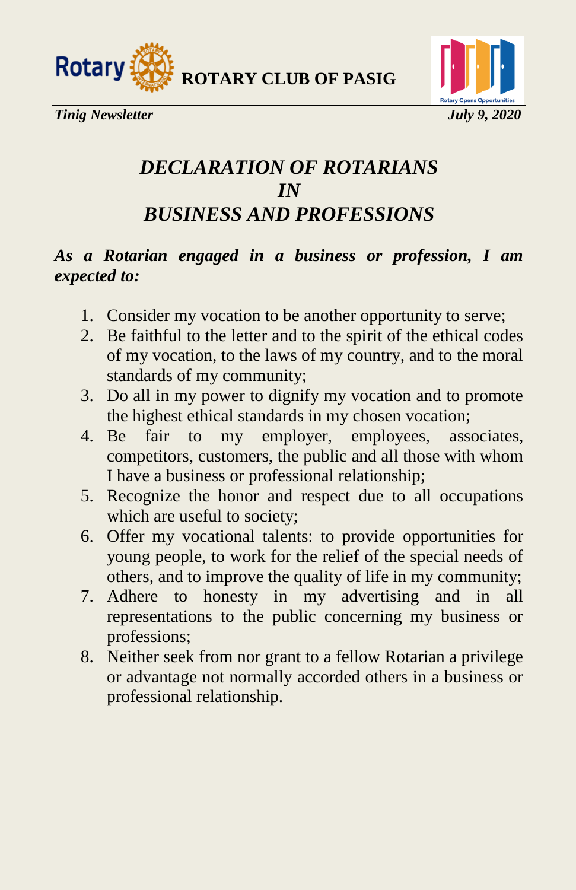# *DECLARATION OF ROTARIANS IN BUSINESS AND PROFESSIONS*

***As a Rotarian engaged in a business or profession, I am expected to:***

1. Consider my vocation to be another opportunity to serve;
2. Be faithful to the letter and to the spirit of the ethical codes of my vocation, to the laws of my country, and to the moral standards of my community;
3. Do all in my power to dignify my vocation and to promote the highest ethical standards in my chosen vocation;
4. Be fair to my employer, employees, associates, competitors, customers, the public and all those with whom I have a business or professional relationship;
5. Recognize the honor and respect due to all occupations which are useful to society;
6. Offer my vocational talents: to provide opportunities for young people, to work for the relief of the special needs of others, and to improve the quality of life in my community;
7. Adhere to honesty in my advertising and in all representations to the public concerning my business or professions;
8. Neither seek from nor grant to a fellow Rotarian a privilege or advantage not normally accorded others in a business or professional relationship.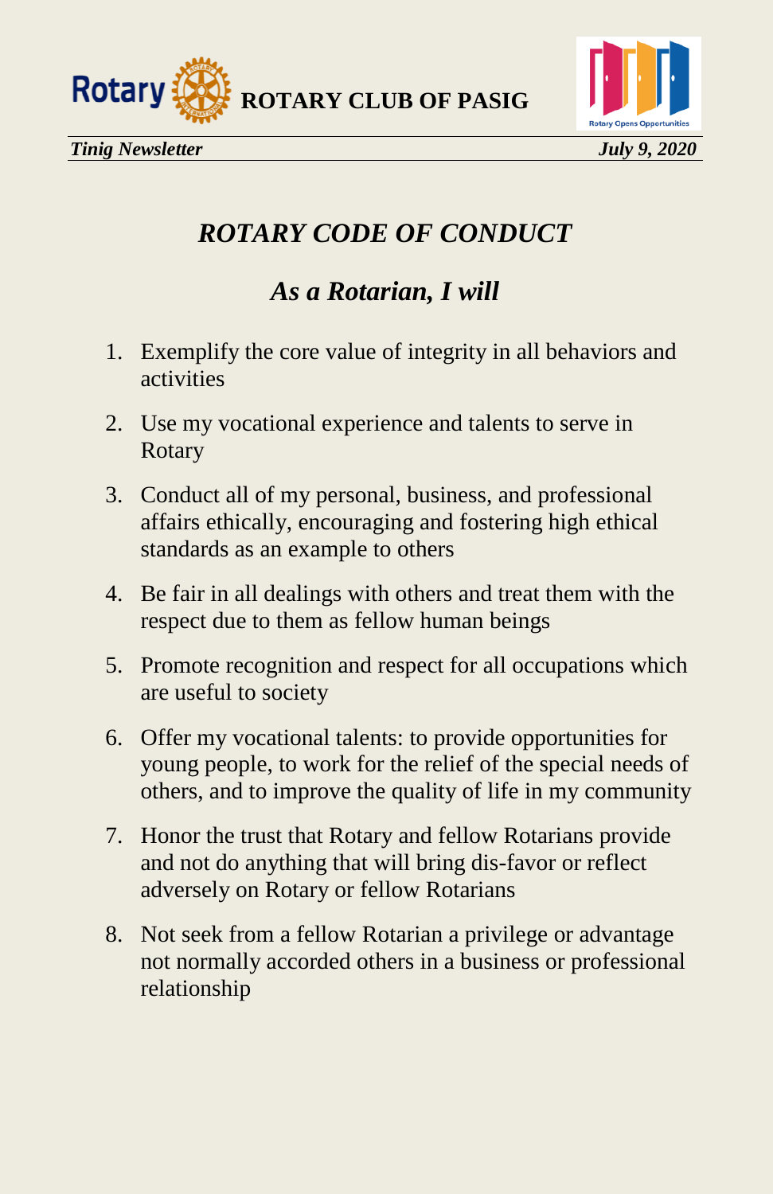# *ROTARY CODE OF CONDUCT*

## *As a Rotarian, I will*

1. Exemplify the core value of integrity in all behaviors and activities
2. Use my vocational experience and talents to serve in Rotary
3. Conduct all of my personal, business, and professional affairs ethically, encouraging and fostering high ethical standards as an example to others
4. Be fair in all dealings with others and treat them with the respect due to them as fellow human beings
5. Promote recognition and respect for all occupations which are useful to society
6. Offer my vocational talents: to provide opportunities for young people, to work for the relief of the special needs of others, and to improve the quality of life in my community
7. Honor the trust that Rotary and fellow Rotarians provide and not do anything that will bring dis-favor or reflect adversely on Rotary or fellow Rotarians
8. Not seek from a fellow Rotarian a privilege or advantage not normally accorded others in a business or professional relationship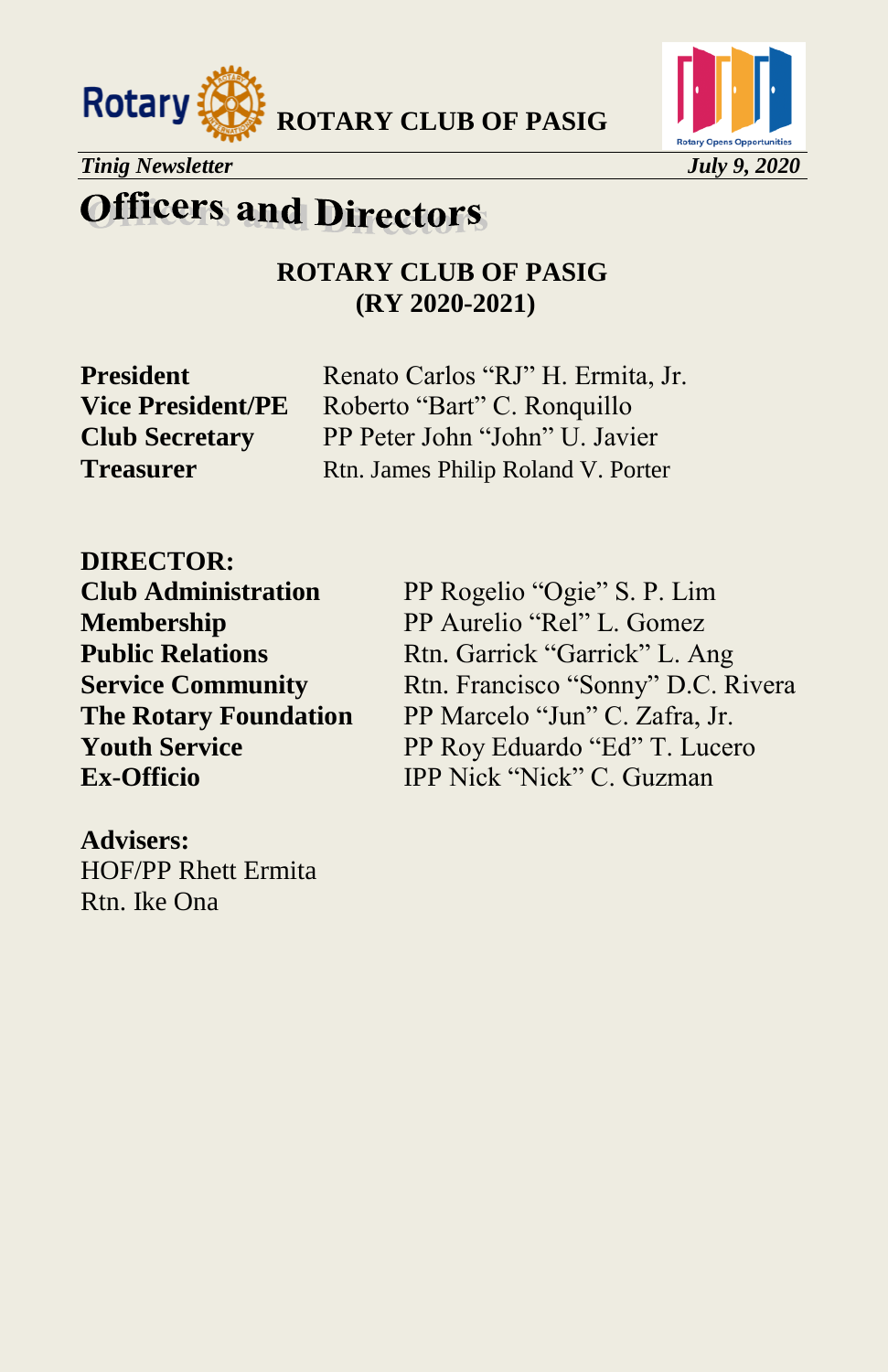# Officers and Directors

**ROTARY CLUB OF PASIG**
**(RY 2020-2021)**

| | |
|---|---|
| **President** | Renato Carlos "RJ" H. Ermita, Jr. |
| **Vice President/PE** | Roberto "Bart" C. Ronquillo |
| **Club Secretary** | PP Peter John "John" U. Javier |
| **Treasurer** | Rtn. James Philip Roland V. Porter |

**DIRECTOR:**

| | |
|---|---|
| **Club Administration** | PP Rogelio "Ogie" S. P. Lim |
| **Membership** | PP Aurelio "Rel" L. Gomez |
| **Public Relations** | Rtn. Garrick "Garrick" L. Ang |
| **Service Community** | Rtn. Francisco "Sonny" D.C. Rivera |
| **The Rotary Foundation** | PP Marcelo "Jun" C. Zafra, Jr. |
| **Youth Service** | PP Roy Eduardo "Ed" T. Lucero |
| **Ex-Officio** | IPP Nick "Nick" C. Guzman |

**Advisers:**
HOF/PP Rhett Ermita
Rtn. Ike Ona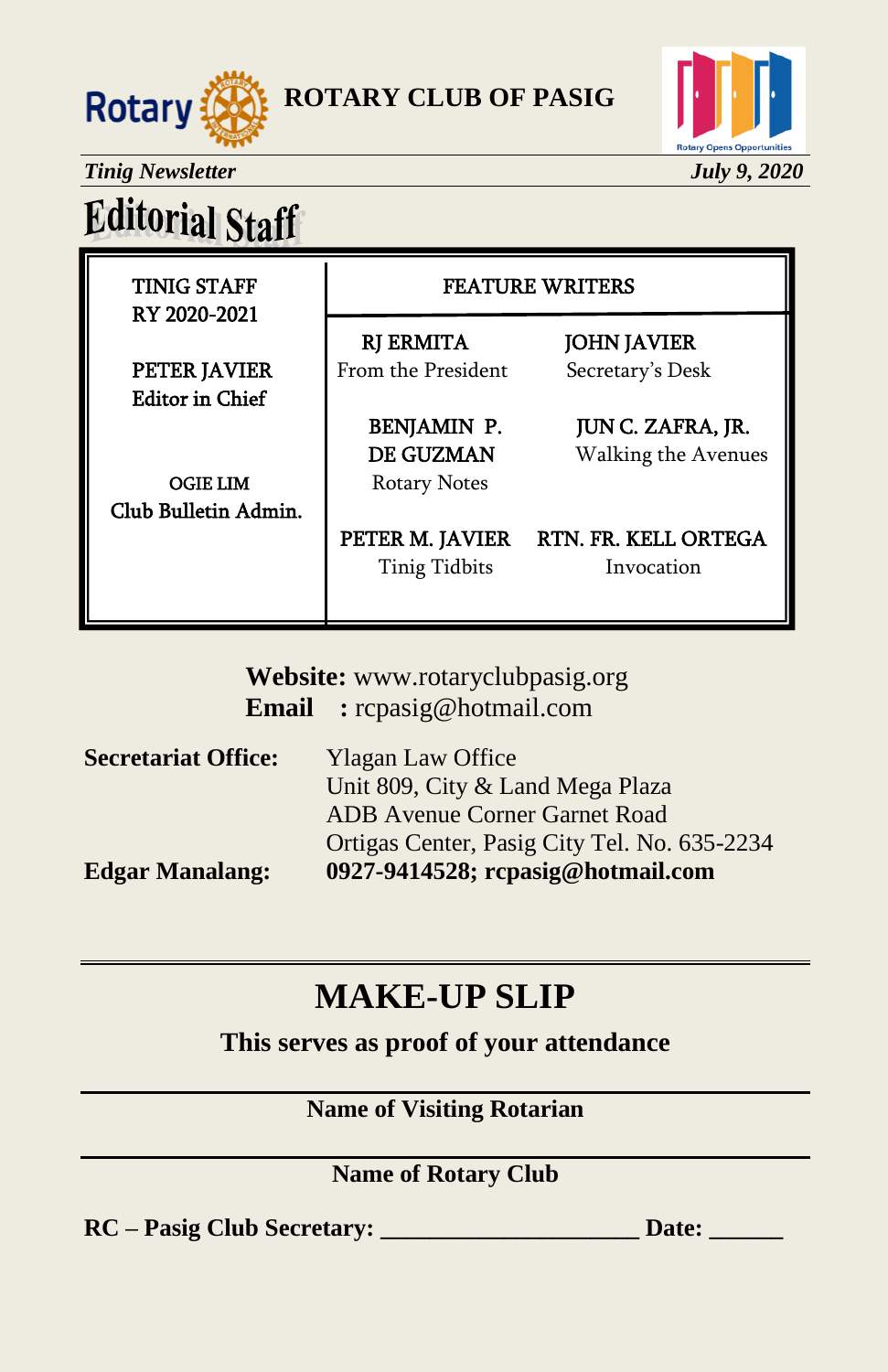**ROTARY CLUB OF PASIG**

*Tinig Newsletter* *July 9, 2020*

# Editorial Staff

| TINIG STAFF RY 2020-2021 | FEATURE WRITERS | |
|---|---|---|
| PETER JAVIER<br>Editor in Chief | RJ ERMITA<br>From the President | JOHN JAVIER<br>Secretary's Desk |
| OGIE LIM<br>Club Bulletin Admin. | BENJAMIN P. DE GUZMAN<br>Rotary Notes | JUN C. ZAFRA, JR.<br>Walking the Avenues |
| | PETER M. JAVIER<br>Tinig Tidbits | RTN. FR. KELL ORTEGA<br>Invocation |

**Website:** www.rotaryclubpasig.org
**Email :** rcpasig@hotmail.com

**Secretariat Office:** Ylagan Law Office
Unit 809, City & Land Mega Plaza
ADB Avenue Corner Garnet Road
Ortigas Center, Pasig City Tel. No. 635-2234

**Edgar Manalang:** **0927-9414528; rcpasig@hotmail.com**

---

## MAKE-UP SLIP

**This serves as proof of your attendance**

---

**Name of Visiting Rotarian**

---

**Name of Rotary Club**

**RC – Pasig Club Secretary: ____________________ Date: ______**